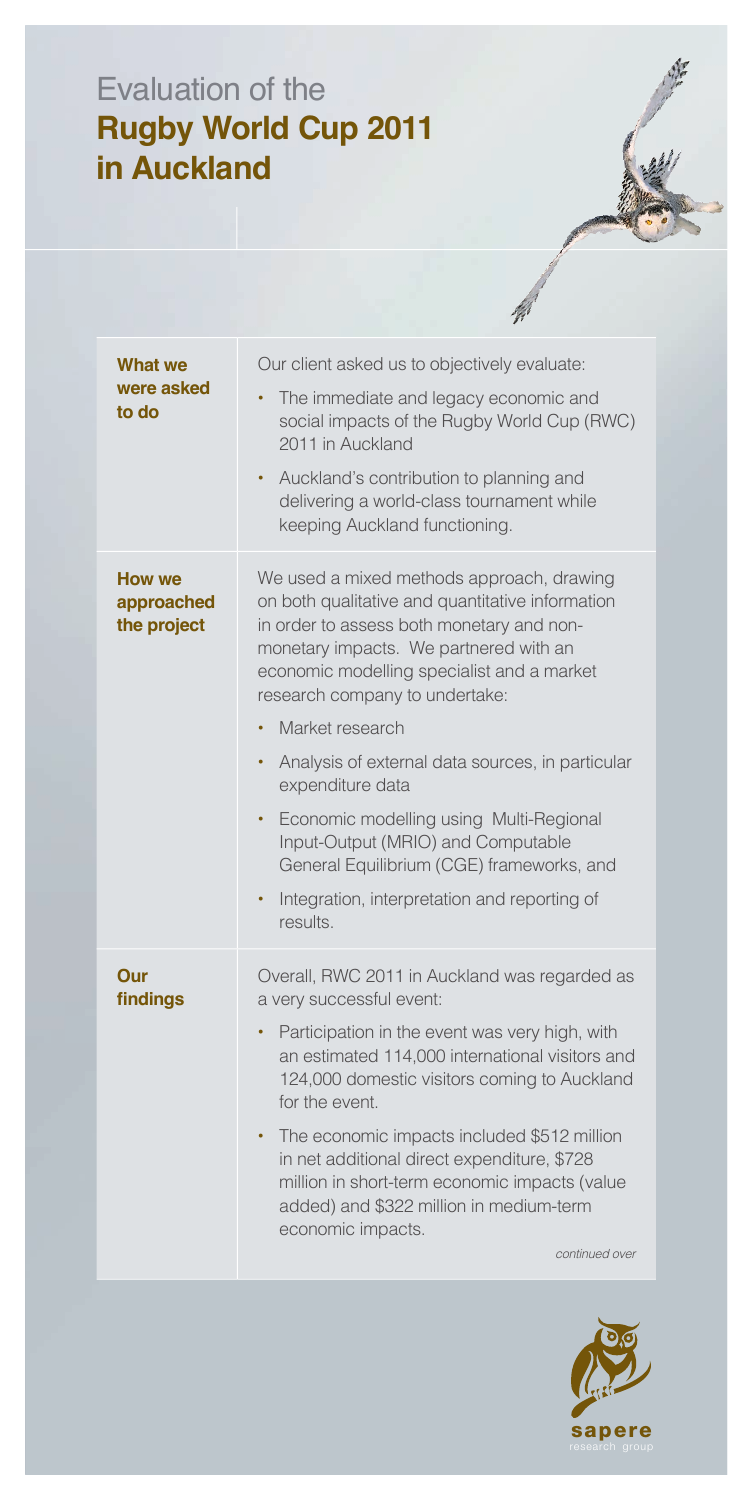# Evaluation of the **Rugby World Cup 2011 in Auclkand**

| | |
|---|---|
| **What we were asked to do** | Our client asked us to objectively evaluate:<br>• The immediate and legacy economic and social impacts of the Rugby World Cup (RWC) 2011 in Auckland<br>• Auckland's contribution to planning and delivering a world-class tournament while keeping Auckland functioning. |
| **How we approached the project** | We used a mixed methods approach, drawing on both qualitative and quantitative information in order to assess both monetary and non-monetary impacts. We partnered with an economic modelling specialist and a market research company to undertake:<br>• Market research<br>• Analysis of external data sources, in particular expenditure data<br>• Economic modelling using Multi-Regional Input-Output (MRIO) and Computable General Equilibrium (CGE) frameworks, and<br>• Integration, interpretation and reporting of results. |
| **Our findings** | Overall, RWC 2011 in Auckland was regarded as a very successful event:<br>• Participation in the event was very high, with an estimated 114,000 international visitors and 124,000 domestic visitors coming to Auckland for the event.<br>• The economic impacts included \$512 million in net additional direct expenditure, \$728 million in short-term economic impacts (value added) and \$322 million in medium-term economic impacts.<br>*continued over* |

sapere
research group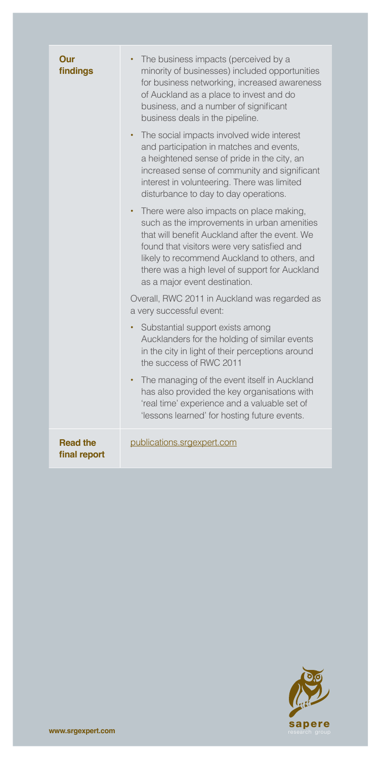**Our findings**

- The business impacts (perceived by a minority of businesses) included opportunities for business networking, increased awareness of Auckland as a place to invest and do business, and a number of significant business deals in the pipeline.
- The social impacts involved wide interest and participation in matches and events, a heightened sense of pride in the city, an increased sense of community and significant interest in volunteering. There was limited disturbance to day to day operations.
- There were also impacts on place making, such as the improvements in urban amenities that will benefit Auckland after the event. We found that visitors were very satisfied and likely to recommend Auckland to others, and there was a high level of support for Auckland as a major event destination.

Overall, RWC 2011 in Auckland was regarded as a very successful event:

- Substantial support exists among Aucklanders for the holding of similar events in the city in light of their perceptions around the success of RWC 2011
- The managing of the event itself in Auckland has also provided the key organisations with 'real time' experience and a valuable set of 'lessons learned' for hosting future events.

**Read the final report**

publications.srgexpert.com

**www.srgexpert.com**

sapere research group